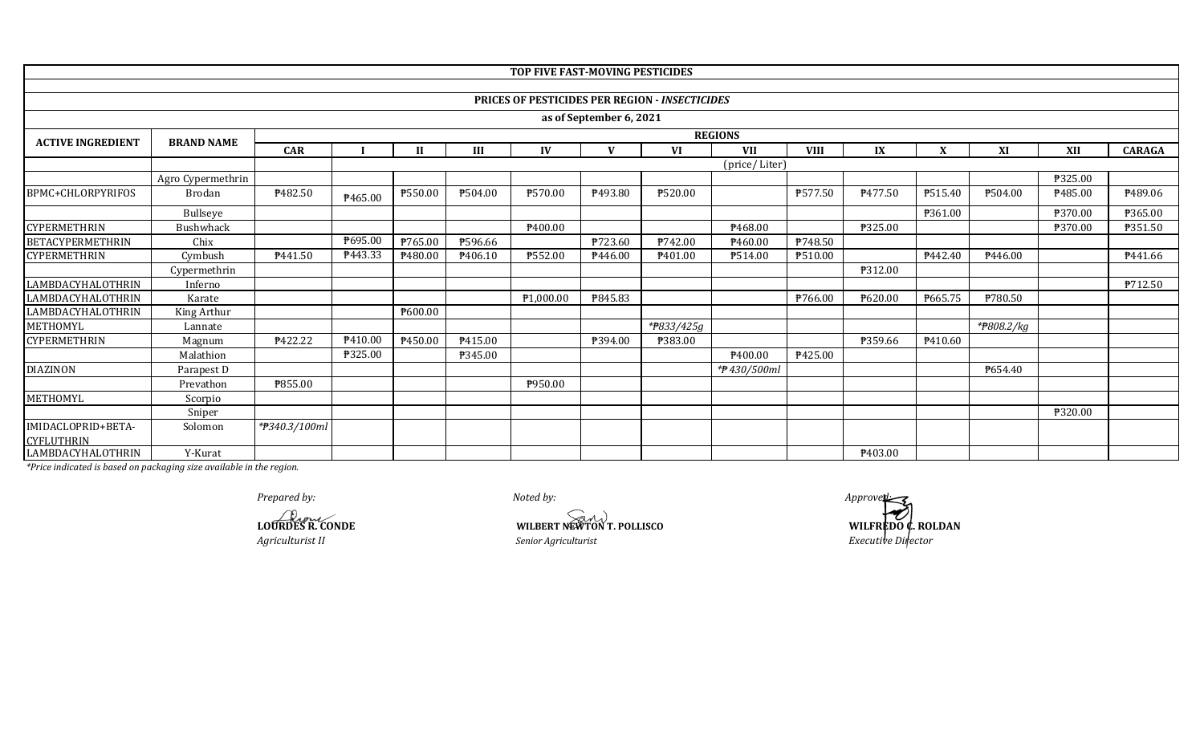# TOP FIVE FAST-MOVING PESTICIDES

## PRICES OF PESTICIDES PER REGION - *INSECTICIDES*

### as of September 6, 2021

| ACTIVE INGREDIENT | BRAND NAME | REGIONS | | | | | | | | | | | | | |
|---|---|---|---|---|---|---|---|---|---|---|---|---|---|---|---|
| | | CAR | I | II | III | IV | V | VI | VII | VIII | IX | X | XI | XII | CARAGA |
| | | | (price/ Liter) | | | | | | | | | | | | |
| | Agro Cypermethrin | | | | | | | | | | | | | ₱325.00 | |
| BPMC+CHLORPYRIFOS | Brodan | ₱482.50 | ₱465.00 | ₱550.00 | ₱504.00 | ₱570.00 | ₱493.80 | ₱520.00 | | ₱577.50 | ₱477.50 | ₱515.40 | ₱504.00 | ₱485.00 | ₱489.06 |
| | Bullseye | | | | | | | | | | | ₱361.00 | | ₱370.00 | ₱365.00 |
| CYPERMETHRIN | Bushwhack | | | | | ₱400.00 | | | ₱468.00 | | ₱325.00 | | | ₱370.00 | ₱351.50 |
| BETACYPERMETHRIN | Chix | | ₱695.00 | ₱765.00 | ₱596.66 | | ₱723.60 | ₱742.00 | ₱460.00 | ₱748.50 | | | | | |
| CYPERMETHRIN | Cymbush | ₱441.50 | ₱443.33 | ₱480.00 | ₱406.10 | ₱552.00 | ₱446.00 | ₱401.00 | ₱514.00 | ₱510.00 | | ₱442.40 | ₱446.00 | | ₱441.66 |
| | Cypermethrin | | | | | | | | | | ₱312.00 | | | | |
| LAMBDACYHALOTHRIN | Inferno | | | | | | | | | | | | | | ₱712.50 |
| LAMBDACYHALOTHRIN | Karate | | | | | ₱1,000.00 | ₱845.83 | | | ₱766.00 | ₱620.00 | ₱665.75 | ₱780.50 | | |
| LAMBDACYHALOTHRIN | King Arthur | | | ₱600.00 | | | | | | | | | | | |
| METHOMYL | Lannate | | | | | | | *₱833/425g | | | | | *₱808.2/kg | | |
| CYPERMETHRIN | Magnum | ₱422.22 | ₱410.00 | ₱450.00 | ₱415.00 | | ₱394.00 | ₱383.00 | | | ₱359.66 | ₱410.60 | | | |
| | Malathion | | ₱325.00 | | ₱345.00 | | | | ₱400.00 | ₱425.00 | | | | | |
| DIAZINON | Parapest D | | | | | | | | *₱430/500ml | | | | ₱654.40 | | |
| | Prevathon | ₱855.00 | | | | ₱950.00 | | | | | | | | | |
| METHOMYL | Scorpio | | | | | | | | | | | | | | |
| | Sniper | | | | | | | | | | | | | ₱320.00 | |
| IMIDACLOPRID+BETA-CYFLUTHRIN | Solomon | *₱340.3/100ml | | | | | | | | | | | | | |
| LAMBDACYHALOTHRIN | Y-Kurat | | | | | | | | | | ₱403.00 | | | | |

*\*Price indicated is based on packaging size available in the region.*

*Prepared by:*

**LOURDES R. CONDE**
*Agriculturist II*

*Noted by:*

**WILBERT NEWTON T. POLLISCO**
*Senior Agriculturist*

*Approved:*

**WILFREDO C. ROLDAN**
*Executive Director*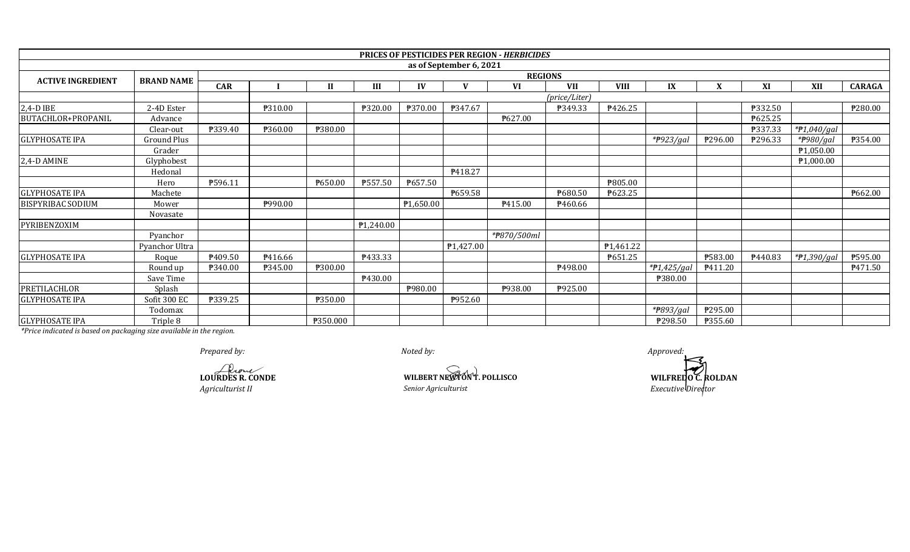| ACTIVE INGREDIENT | BRAND NAME | REGIONS | | | | | | | | | | | | | |
|---|---|---|---|---|---|---|---|---|---|---|---|---|---|---|---|
| | | CAR | I | II | III | IV | V | VI | VII | VIII | IX | X | XI | XII | CARAGA |
| | | (price/Liter) | | | | | | | | | | | | | |
| 2,4-D IBE | 2-4D Ester | | ₱310.00 | | ₱320.00 | ₱370.00 | ₱347.67 | | ₱349.33 | ₱426.25 | | | ₱332.50 | | ₱280.00 |
| BUTACHLOR+PROPANIL | Advance | | | | | | | ₱627.00 | | | | | ₱625.25 | | |
| | Clear-out | ₱339.40 | ₱360.00 | ₱380.00 | | | | | | | | | ₱337.33 | *₱1,040/gal | |
| GLYPHOSATE IPA | Ground Plus | | | | | | | | | | *₱923/gal | ₱296.00 | ₱296.33 | *₱980/gal | ₱354.00 |
| | Grader | | | | | | | | | | | | | ₱1,050.00 | |
| 2,4-D AMINE | Glyphobest | | | | | | | | | | | | | ₱1,000.00 | |
| | Hedonal | | | | | | ₱418.27 | | | | | | | | |
| | Hero | ₱596.11 | | ₱650.00 | ₱557.50 | ₱657.50 | | | | ₱805.00 | | | | | |
| GLYPHOSATE IPA | Machete | | | | | | ₱659.58 | | ₱680.50 | ₱623.25 | | | | | ₱662.00 |
| BISPYRIBAC SODIUM | Mower | | ₱990.00 | | | ₱1,650.00 | | ₱415.00 | ₱460.66 | | | | | | |
| | Novasate | | | | | | | | | | | | | | |
| PYRIBENZOXIM | | | | | ₱1,240.00 | | | | | | | | | | |
| | Pyanchor | | | | | | | *₱870/500ml | | | | | | | |
| | Pyanchor Ultra | | | | | | ₱1,427.00 | | | ₱1,461.22 | | | | | |
| GLYPHOSATE IPA | Roque | ₱409.50 | ₱416.66 | | ₱433.33 | | | | | ₱651.25 | | ₱583.00 | ₱440.83 | *₱1,390/gal | ₱595.00 |
| | Round up | ₱340.00 | ₱345.00 | ₱300.00 | | | | | ₱498.00 | | *₱1,425/gal | ₱411.20 | | | ₱471.50 |
| | Save Time | | | | ₱430.00 | | | | | | ₱380.00 | | | | |
| PRETILACHLOR | Splash | | | | | ₱980.00 | | ₱938.00 | ₱925.00 | | | | | | |
| GLYPHOSATE IPA | Sofit 300 EC | ₱339.25 | | ₱350.00 | | | ₱952.60 | | | | | | | | |
| | Todomax | | | | | | | | | | *₱893/gal | ₱295.00 | | | |
| GLYPHOSATE IPA | Triple 8 | | | ₱350.000 | | | | | | | ₱298.50 | ₱355.60 | | | |

*Price indicated is based on packaging size available in the region.

*Prepared by:*

**LOURDES R. CONDE**
*Agriculturist II*

*Noted by:*

**WILBERT NEWTON T. POLLISCO**
*Senior Agriculturist*

*Approved:*

**WILFREDO C. ROLDAN**
*Executive Director*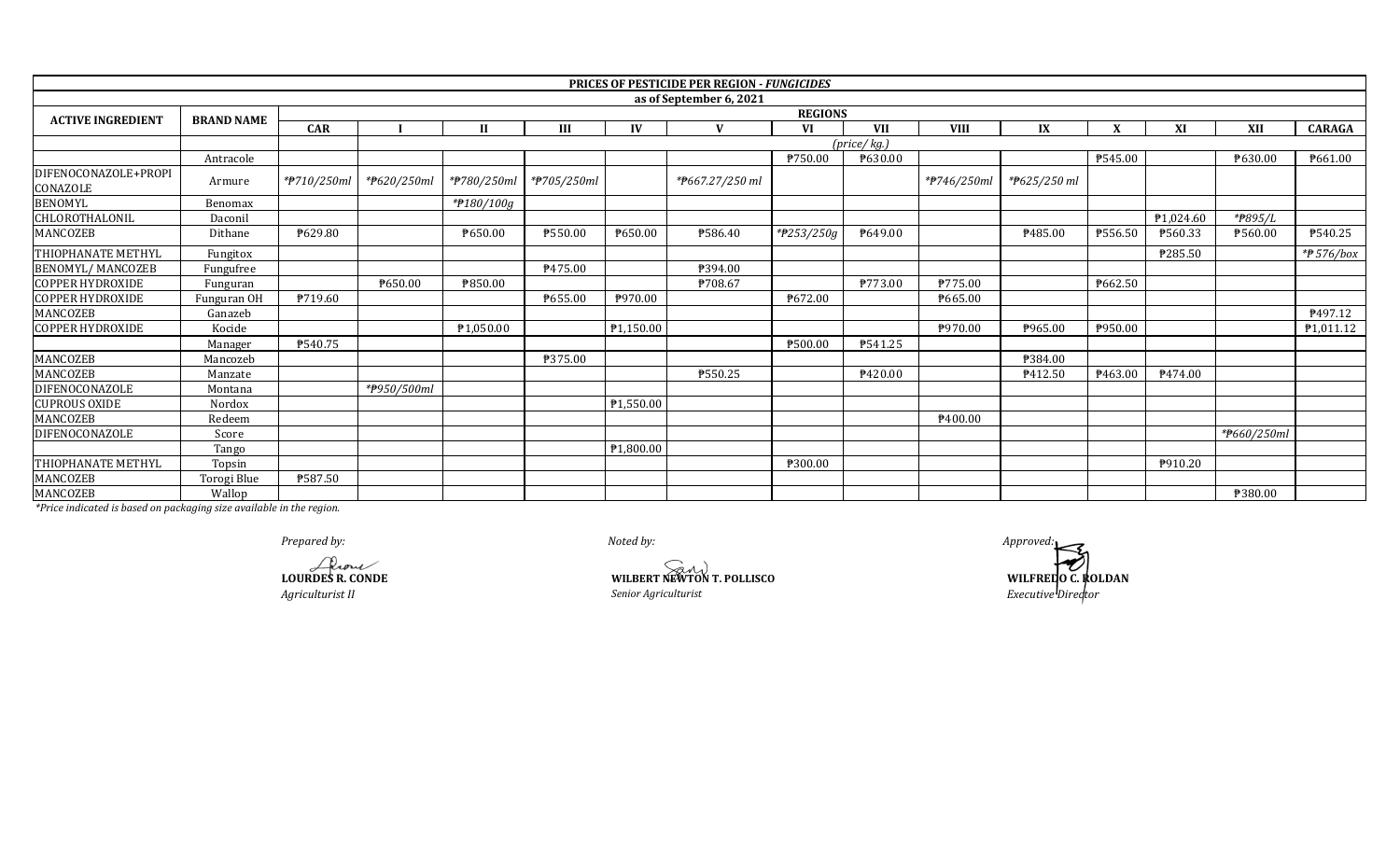| ACTIVE INGREDIENT | BRAND NAME | REGIONS | | | | | | | | | | | | | |
|---|---|---|---|---|---|---|---|---|---|---|---|---|---|---|---|
| | | CAR | I | II | III | IV | V | VI | VII | VIII | IX | X | XI | XII | CARAGA |
| | | | | | | | | (price/ kg.) | | | | | | | |
| | Antracole | | | | | | | ₱750.00 | ₱630.00 | | | ₱545.00 | | ₱630.00 | ₱661.00 |
| DIFENOCONAZOLE+PROPICONAZOLE | Armure | *₱710/250ml* | *₱620/250ml* | *₱780/250ml* | *₱705/250ml* | | *₱667.27/250 ml* | | | *₱746/250ml* | *₱625/250 ml* | | | | |
| BENOMYL | Benomax | | | *₱180/100g* | | | | | | | | | | | |
| CHLOROTHALONIL | Daconil | | | | | | | | | | | | ₱1,024.60 | *₱895/L* | |
| MANCOZEB | Dithane | ₱629.80 | | ₱650.00 | ₱550.00 | ₱650.00 | ₱586.40 | *₱253/250g* | ₱649.00 | | ₱485.00 | ₱556.50 | ₱560.33 | ₱560.00 | ₱540.25 |
| THIOPHANATE METHYL | Fungitox | | | | | | | | | | | | ₱285.50 | | *₱576/box* |
| BENOMYL/ MANCOZEB | Fungufree | | | | ₱475.00 | | ₱394.00 | | | | | | | | |
| COPPER HYDROXIDE | Funguran | | ₱650.00 | ₱850.00 | | | ₱708.67 | | ₱773.00 | ₱775.00 | | ₱662.50 | | | |
| COPPER HYDROXIDE | Funguran OH | ₱719.60 | | | ₱655.00 | ₱970.00 | | ₱672.00 | | ₱665.00 | | | | | |
| MANCOZEB | Ganazeb | | | | | | | | | | | | | | ₱497.12 |
| COPPER HYDROXIDE | Kocide | | | ₱1,050.00 | | ₱1,150.00 | | | | ₱970.00 | ₱965.00 | ₱950.00 | | | ₱1,011.12 |
| | Manager | ₱540.75 | | | | | | ₱500.00 | ₱541.25 | | | | | | |
| MANCOZEB | Mancozeb | | | | ₱375.00 | | | | | | ₱384.00 | | | | |
| MANCOZEB | Manzate | | | | | | ₱550.25 | | ₱420.00 | | ₱412.50 | ₱463.00 | ₱474.00 | | |
| DIFENOCONAZOLE | Montana | | *₱950/500ml* | | | | | | | | | | | | |
| CUPROUS OXIDE | Nordox | | | | | ₱1,550.00 | | | | | | | | | |
| MANCOZEB | Redeem | | | | | | | | | ₱400.00 | | | | | |
| DIFENOCONAZOLE | Score | | | | | | | | | | | | | *₱660/250ml* | |
| | Tango | | | | | ₱1,800.00 | | | | | | | | | |
| THIOPHANATE METHYL | Topsin | | | | | | | ₱300.00 | | | | | ₱910.20 | | |
| MANCOZEB | Torogi Blue | ₱587.50 | | | | | | | | | | | | | |
| MANCOZEB | Wallop | | | | | | | | | | | | | ₱380.00 | |

Table title: **PRICES OF PESTICIDE PER REGION - *FUNGICIDES*** — as of September 6, 2021

*\*Price indicated is based on packaging size available in the region.*

*Prepared by:*

**LOURDES R. CONDE**
*Agriculturist II*

*Noted by:*

**WILBERT NEWTON T. POLLISCO**
*Senior Agriculturist*

*Approved:*

**WILFREDO C. ROLDAN**
*Executive Director*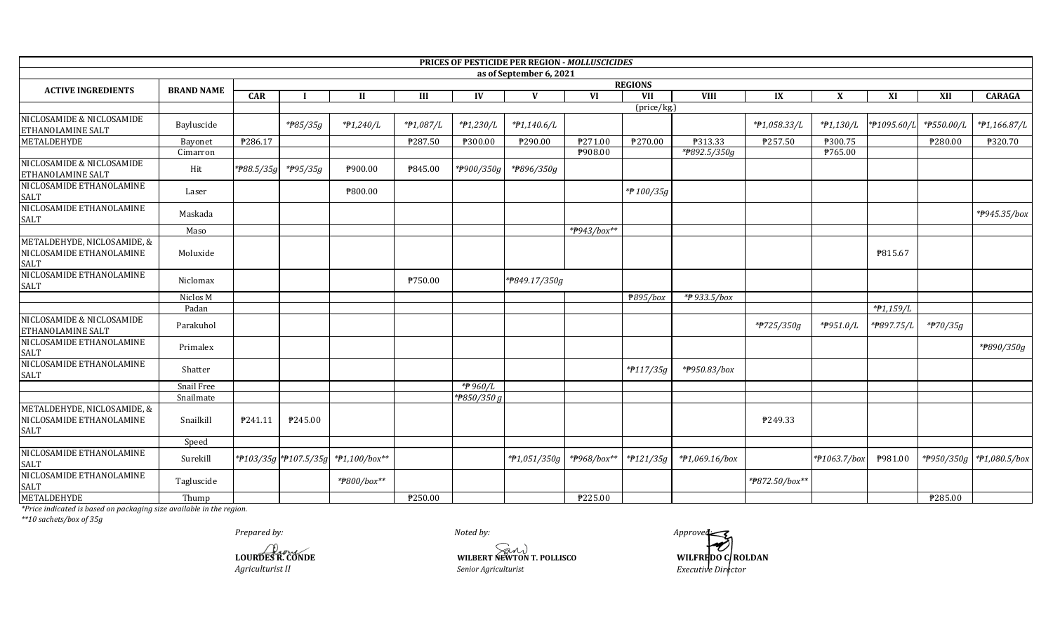# PRICES OF PESTICIDE PER REGION - *MOLLUSCICIDES*

**as of September 6, 2021**

| ACTIVE INGREDIENTS | BRAND NAME | REGIONS | | | | | | | | | | | | | |
|---|---|---|---|---|---|---|---|---|---|---|---|---|---|---|---|
| | | CAR | I | II | III | IV | V | VI | VII | VIII | IX | X | XI | XII | CARAGA |
| | | | | | | | | | (price/kg.) | | | | | | |
| NICLOSAMIDE & NICLOSAMIDE ETHANOLAMINE SALT | Bayluscide | | *₱85/35g | *₱1,240/L | *₱1,087/L | *₱1,230/L | *₱1,140.6/L | | | | *₱1,058.33/L | *₱1,130/L | *₱1095.60/L | *₱550.00/L | *₱1,166.87/L |
| METALDEHYDE | Bayonet | ₱286.17 | | | ₱287.50 | ₱300.00 | ₱290.00 | ₱271.00 | ₱270.00 | ₱313.33 | ₱257.50 | ₱300.75 | | ₱280.00 | ₱320.70 |
| | Cimarron | | | | | | | ₱908.00 | | *₱892.5/350g | | ₱765.00 | | | |
| NICLOSAMIDE & NICLOSAMIDE ETHANOLAMINE SALT | Hit | *₱88.5/35g | *₱95/35g | ₱900.00 | ₱845.00 | *₱900/350g | *₱896/350g | | | | | | | | |
| NICLOSAMIDE ETHANOLAMINE SALT | Laser | | | ₱800.00 | | | | | *₱ 100/35g | | | | | | |
| NICLOSAMIDE ETHANOLAMINE SALT | Maskada | | | | | | | | | | | | | | *₱945.35/box |
| | Maso | | | | | | | *₱943/box** | | | | | | | |
| METALDEHYDE, NICLOSAMIDE, & NICLOSAMIDE ETHANOLAMINE SALT | Moluxide | | | | | | | | | | | | ₱815.67 | | |
| NICLOSAMIDE ETHANOLAMINE SALT | Niclomax | | | | ₱750.00 | | *₱849.17/350g | | | | | | | | |
| | Niclos M | | | | | | | | ₱895/box | *₱ 933.5/box | | | | | |
| | Padan | | | | | | | | | | | | *₱1,159/L | | |
| NICLOSAMIDE & NICLOSAMIDE ETHANOLAMINE SALT | Parakuhol | | | | | | | | | | *₱725/350g | *₱951.0/L | *₱897.75/L | *₱70/35g | |
| NICLOSAMIDE ETHANOLAMINE SALT | Primalex | | | | | | | | | | | | | | *₱890/350g |
| NICLOSAMIDE ETHANOLAMINE SALT | Shatter | | | | | | | | *₱117/35g | *₱950.83/box | | | | | |
| | Snail Free | | | | | *₱ 960/L | | | | | | | | | |
| | Snailmate | | | | | *₱850/350 g | | | | | | | | | |
| METALDEHYDE, NICLOSAMIDE, & NICLOSAMIDE ETHANOLAMINE SALT | Snailkill | ₱241.11 | ₱245.00 | | | | | | | | ₱249.33 | | | | |
| | Speed | | | | | | | | | | | | | | |
| NICLOSAMIDE ETHANOLAMINE SALT | Surekill | *₱103/35g | *₱107.5/35g | *₱1,100/box** | | | *₱1,051/350g | *₱968/box** | *₱121/35g | *₱1,069.16/box | | *₱1063.7/box | ₱981.00 | *₱950/350g | *₱1,080.5/box |
| NICLOSAMIDE ETHANOLAMINE SALT | Tagluscide | | | *₱800/box** | | | | | | | *₱872.50/box** | | | | |
| METALDEHYDE | Thump | | | | ₱250.00 | | | ₱225.00 | | | | | | ₱285.00 | |

*Price indicated is based on packaging size available in the region.

**10 sachets/box of 35g

*Prepared by:*

**LOURDES R. CONDE**
*Agriculturist II*

*Noted by:*

**WILBERT NEWTON T. POLLISCO**
*Senior Agriculturist*

*Approved:*

**WILFREDO C. ROLDAN**
*Executive Director*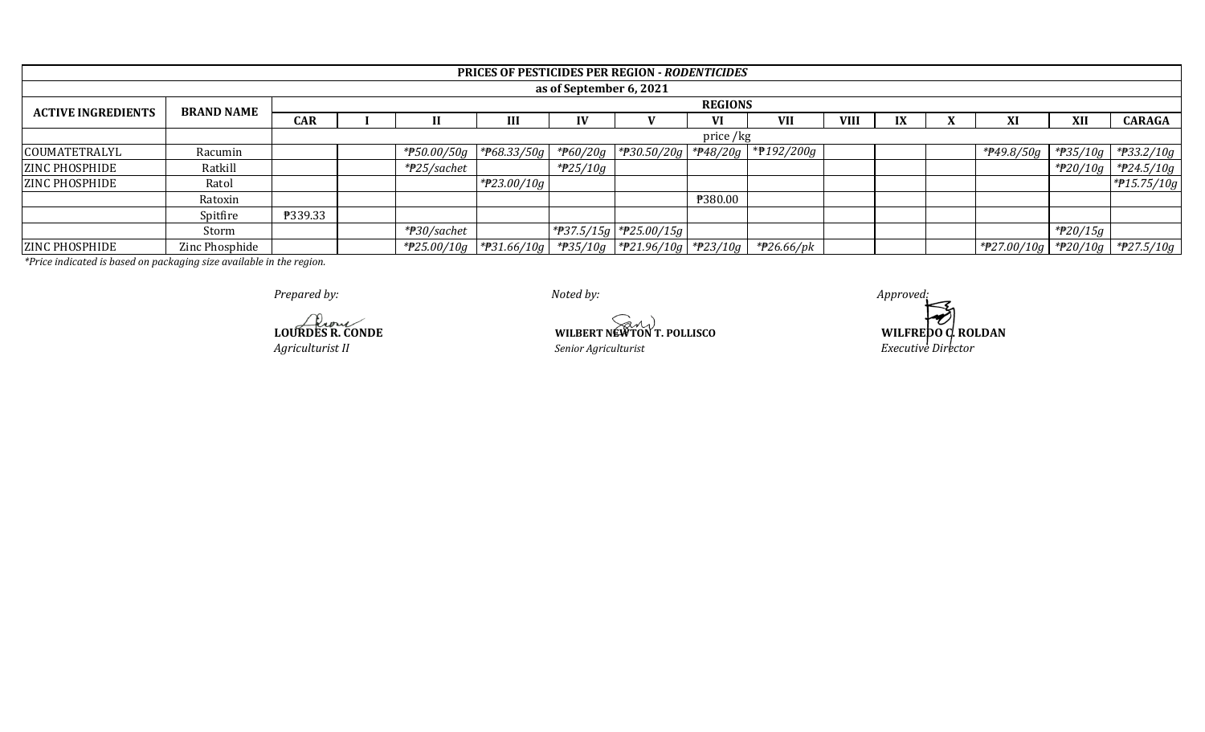| PRICES OF PESTICIDES PER REGION - *RODENTICIDES* | | | | | | | | | | | | | | | | |
|---|---|---|---|---|---|---|---|---|---|---|---|---|---|---|---|---|
| as of September 6, 2021 | | | | | | | | | | | | | | | | |
| **ACTIVE INGREDIENTS** | **BRAND NAME** | **REGIONS** | | | | | | | | | | | | | | |
| | | **CAR** | **I** | **II** | **III** | **IV** | **V** | **VI** | **VII** | **VIII** | **IX** | **X** | **XI** | **XII** | **CARAGA** | |
| | | price /kg | | | | | | | | | | | | | | |
| COUMATETRALYL | Racumin | | | *₱50.00/50g* | *₱68.33/50g* | *₱60/20g* | *₱30.50/20g* | *₱48/20g* | *₱192/200g* | | | | *₱49.8/50g* | *₱35/10g* | *₱33.2/10g* | |
| ZINC PHOSPHIDE | Ratkill | | | *₱25/sachet* | | *₱25/10g* | | | | | | | | *₱20/10g* | *₱24.5/10g* | |
| ZINC PHOSPHIDE | Ratol | | | | *₱23.00/10g* | | | | | | | | | | *₱15.75/10g* | |
| | Ratoxin | | | | | | | ₱380.00 | | | | | | | | |
| | Spitfire | ₱339.33 | | | | | | | | | | | | | | |
| | Storm | | | *₱30/sachet* | | *₱37.5/15g* | *₱25.00/15g* | | | | | | | *₱20/15g* | | |
| ZINC PHOSPHIDE | Zinc Phosphide | | | *₱25.00/10g* | *₱31.66/10g* | *₱35/10g* | *₱21.96/10g* | *₱23/10g* | *₱26.66/pk* | | | | *₱27.00/10g* | *₱20/10g* | *₱27.5/10g* | |

*\*Price indicated is based on packaging size available in the region.*

*Prepared by:*

**LOURDES R. CONDE**
*Agriculturist II*

*Noted by:*

**WILBERT NEWTON T. POLLISCO**
*Senior Agriculturist*

*Approved:*

**WILFREDO C. ROLDAN**
*Executive Director*